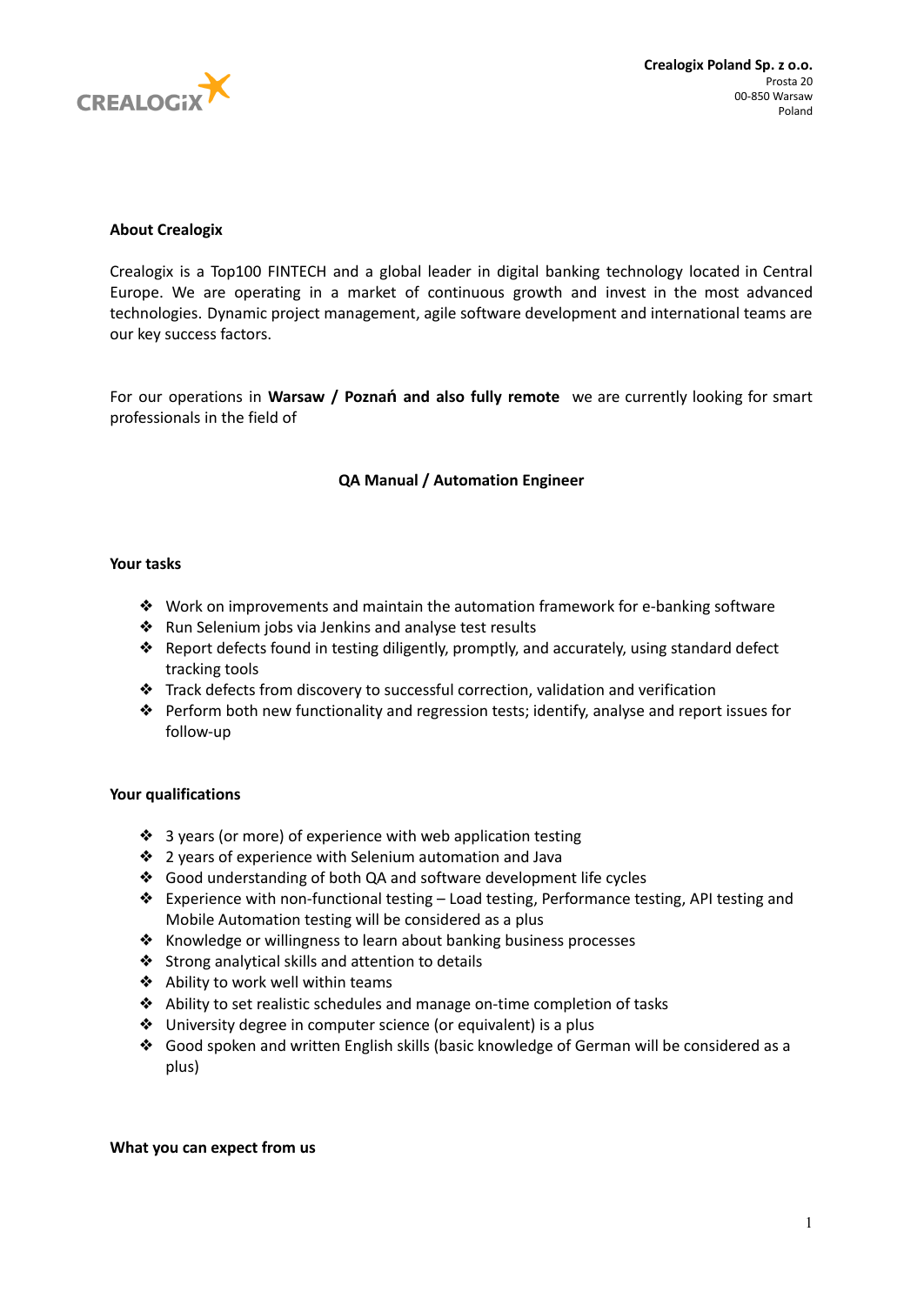CREALOGIX

**Crealogix Poland Sp. z o.o.**
Prosta 20
00-850 Warsaw
Poland

**About Crealogix**

Crealogix is a Top100 FINTECH and a global leader in digital banking technology located in Central Europe. We are operating in a market of continuous growth and invest in the most advanced technologies. Dynamic project management, agile software development and international teams are our key success factors.

For our operations in **Warsaw / Poznań and also fully remote** we are currently looking for smart professionals in the field of

**QA Manual / Automation Engineer**

**Your tasks**

- Work on improvements and maintain the automation framework for e-banking software
- Run Selenium jobs via Jenkins and analyse test results
- Report defects found in testing diligently, promptly, and accurately, using standard defect tracking tools
- Track defects from discovery to successful correction, validation and verification
- Perform both new functionality and regression tests; identify, analyse and report issues for follow-up

**Your qualifications**

- 3 years (or more) of experience with web application testing
- 2 years of experience with Selenium automation and Java
- Good understanding of both QA and software development life cycles
- Experience with non-functional testing – Load testing, Performance testing, API testing and Mobile Automation testing will be considered as a plus
- Knowledge or willingness to learn about banking business processes
- Strong analytical skills and attention to details
- Ability to work well within teams
- Ability to set realistic schedules and manage on-time completion of tasks
- University degree in computer science (or equivalent) is a plus
- Good spoken and written English skills (basic knowledge of German will be considered as a plus)

**What you can expect from us**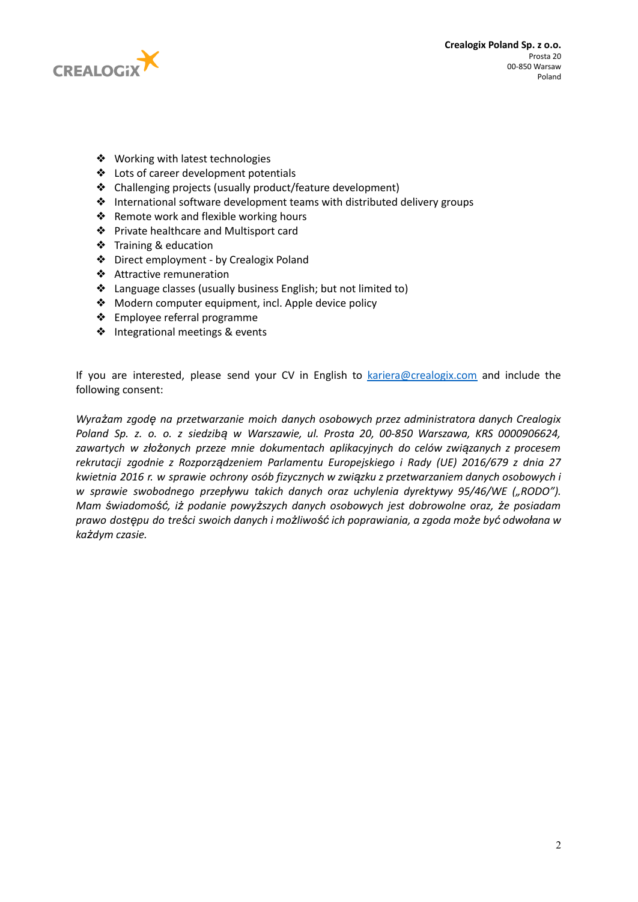- Working with latest technologies
- Lots of career development potentials
- Challenging projects (usually product/feature development)
- International software development teams with distributed delivery groups
- Remote work and flexible working hours
- Private healthcare and Multisport card
- Training & education
- Direct employment - by Crealogix Poland
- Attractive remuneration
- Language classes (usually business English; but not limited to)
- Modern computer equipment, incl. Apple device policy
- Employee referral programme
- Integrational meetings & events

If you are interested, please send your CV in English to [kariera@crealogix.com](mailto:kariera@crealogix.com) and include the following consent:

*Wyrażam zgodę na przetwarzanie moich danych osobowych przez administratora danych Crealogix Poland Sp. z. o. o. z siedzibą w Warszawie, ul. Prosta 20, 00-850 Warszawa, KRS 0000906624, zawartych w złożonych przeze mnie dokumentach aplikacyjnych do celów związanych z procesem rekrutacji zgodnie z Rozporządzeniem Parlamentu Europejskiego i Rady (UE) 2016/679 z dnia 27 kwietnia 2016 r. w sprawie ochrony osób fizycznych w związku z przetwarzaniem danych osobowych i w sprawie swobodnego przepływu takich danych oraz uchylenia dyrektywy 95/46/WE („RODO"). Mam świadomość, iż podanie powyższych danych osobowych jest dobrowolne oraz, że posiadam prawo dostępu do treści swoich danych i możliwość ich poprawiania, a zgoda może być odwołana w każdym czasie.*